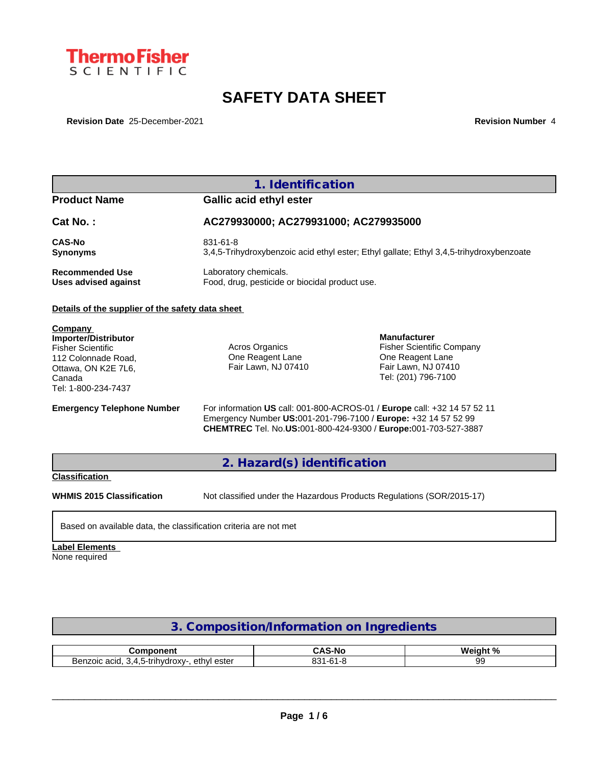ThermoFisher SCIENTIFIC

# SAFETY DATA SHEET

**Revision Date** 25-December-2021 **Revision Number** 4

## 1. Identification

**Product Name** **Gallic acid ethyl ester**

**Cat No. :** **AC279930000; AC279931000; AC279935000**

**CAS-No** 831-61-8
**Synonyms** 3,4,5-Trihydroxybenzoic acid ethyl ester; Ethyl gallate; Ethyl 3,4,5-trihydroxybenzoate

**Recommended Use** Laboratory chemicals.
**Uses advised against** Food, drug, pesticide or biocidal product use.

**Details of the supplier of the safety data sheet**

**Company**
**Importer/Distributor**
Fisher Scientific
112 Colonnade Road,
Ottawa, ON K2E 7L6,
Canada
Tel: 1-800-234-7437

Acros Organics
One Reagent Lane
Fair Lawn, NJ 07410

**Manufacturer**
Fisher Scientific Company
One Reagent Lane
Fair Lawn, NJ 07410
Tel: (201) 796-7100

**Emergency Telephone Number** For information **US** call: 001-800-ACROS-01 / **Europe** call: +32 14 57 52 11
Emergency Number **US:**001-201-796-7100 / **Europe:** +32 14 57 52 99
**CHEMTREC** Tel. No.**US:**001-800-424-9300 / **Europe:**001-703-527-3887

## 2. Hazard(s) identification

**Classification**

**WHMIS 2015 Classification** Not classified under the Hazardous Products Regulations (SOR/2015-17)

Based on available data, the classification criteria are not met

**Label Elements**
None required

## 3. Composition/Information on Ingredients

| Component | CAS-No | Weight % |
|---|---|---|
| Benzoic acid, 3,4,5-trihydroxy-, ethyl ester | 831-61-8 | 99 |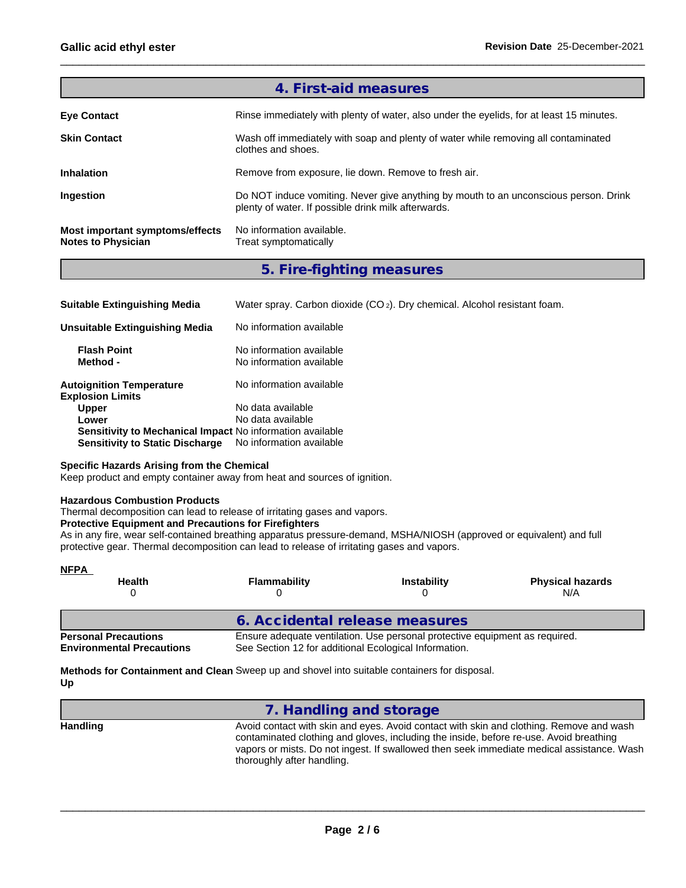## 4. First-aid measures

**Eye Contact**
Rinse immediately with plenty of water, also under the eyelids, for at least 15 minutes.

**Skin Contact**
Wash off immediately with soap and plenty of water while removing all contaminated clothes and shoes.

**Inhalation**
Remove from exposure, lie down. Remove to fresh air.

**Ingestion**
Do NOT induce vomiting. Never give anything by mouth to an unconscious person. Drink plenty of water. If possible drink milk afterwards.

**Most important symptoms/effects**
No information available.

**Notes to Physician**
Treat symptomatically

## 5. Fire-fighting measures

**Suitable Extinguishing Media**
Water spray. Carbon dioxide ($CO_2$). Dry chemical. Alcohol resistant foam.

**Unsuitable Extinguishing Media**
No information available

**Flash Point**
No information available

**Method -**
No information available

**Autoignition Temperature**
No information available

**Explosion Limits**

**Upper**
No data available

**Lower**
No data available

**Sensitivity to Mechanical Impact**
No information available

**Sensitivity to Static Discharge**
No information available

**Specific Hazards Arising from the Chemical**
Keep product and empty container away from heat and sources of ignition.

**Hazardous Combustion Products**
Thermal decomposition can lead to release of irritating gases and vapors.

**Protective Equipment and Precautions for Firefighters**
As in any fire, wear self-contained breathing apparatus pressure-demand, MSHA/NIOSH (approved or equivalent) and full protective gear. Thermal decomposition can lead to release of irritating gases and vapors.

**NFPA**

| Health | Flammability | Instability | Physical hazards |
|---|---|---|---|
| 0 | 0 | 0 | N/A |

## 6. Accidental release measures

**Personal Precautions**
Ensure adequate ventilation. Use personal protective equipment as required.

**Environmental Precautions**
See Section 12 for additional Ecological Information.

**Methods for Containment and Clean Up**
Sweep up and shovel into suitable containers for disposal.

## 7. Handling and storage

**Handling**
Avoid contact with skin and eyes. Avoid contact with skin and clothing. Remove and wash contaminated clothing and gloves, including the inside, before re-use. Avoid breathing vapors or mists. Do not ingest. If swallowed then seek immediate medical assistance. Wash thoroughly after handling.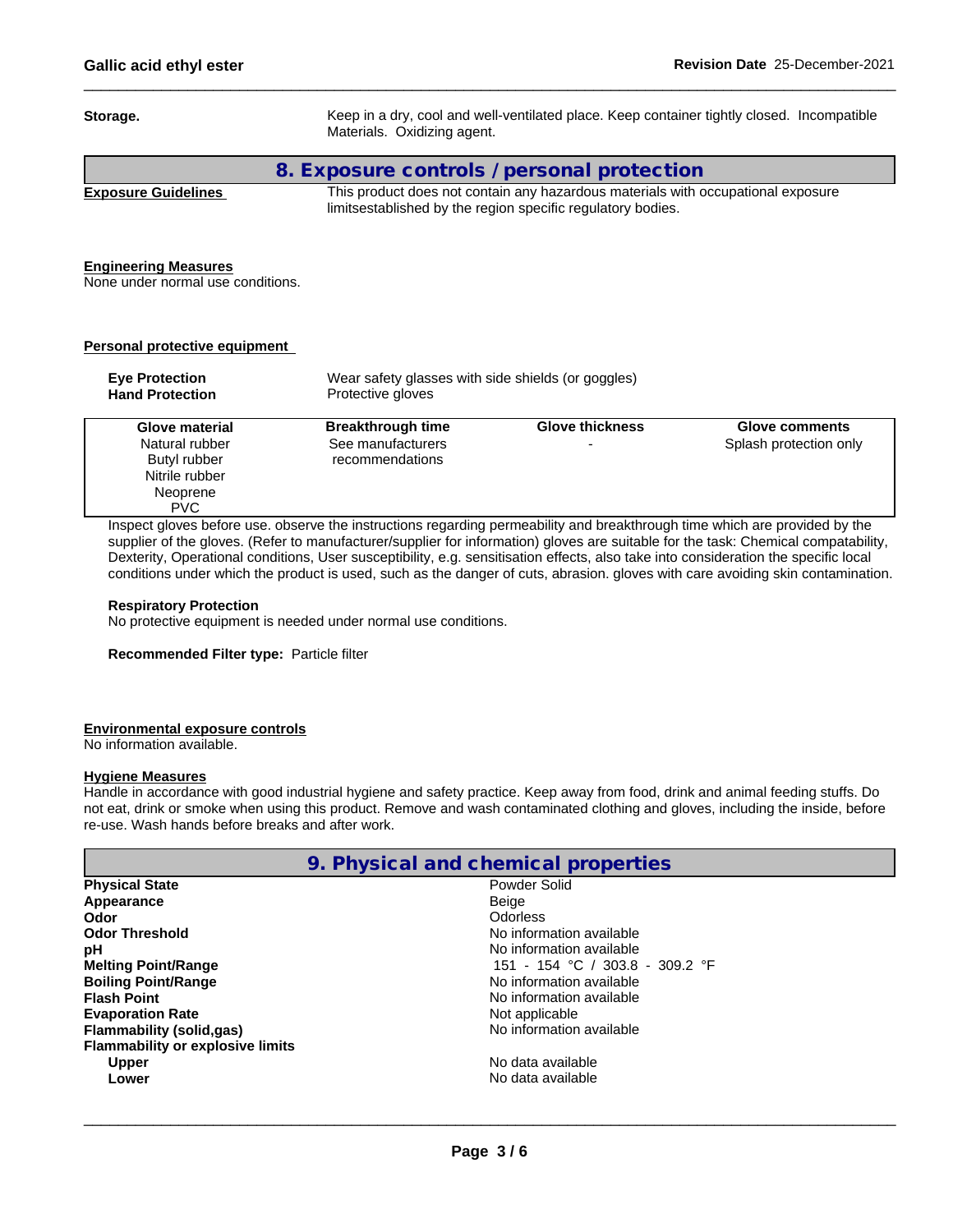**Storage.** Keep in a dry, cool and well-ventilated place. Keep container tightly closed. Incompatible Materials. Oxidizing agent.

## 8. Exposure controls / personal protection

**Exposure Guidelines** This product does not contain any hazardous materials with occupational exposure limitsestablished by the region specific regulatory bodies.

**Engineering Measures**
None under normal use conditions.

**Personal protective equipment**

**Eye Protection** Wear safety glasses with side shields (or goggles)
**Hand Protection** Protective gloves

| Glove material | Breakthrough time | Glove thickness | Glove comments |
|---|---|---|---|
| Natural rubber<br>Butyl rubber<br>Nitrile rubber<br>Neoprene<br>PVC | See manufacturers recommendations | - | Splash protection only |

Inspect gloves before use. observe the instructions regarding permeability and breakthrough time which are provided by the supplier of the gloves. (Refer to manufacturer/supplier for information) gloves are suitable for the task: Chemical compatability, Dexterity, Operational conditions, User susceptibility, e.g. sensitisation effects, also take into consideration the specific local conditions under which the product is used, such as the danger of cuts, abrasion. gloves with care avoiding skin contamination.

**Respiratory Protection**
No protective equipment is needed under normal use conditions.

**Recommended Filter type:** Particle filter

**Environmental exposure controls**
No information available.

**Hygiene Measures**
Handle in accordance with good industrial hygiene and safety practice. Keep away from food, drink and animal feeding stuffs. Do not eat, drink or smoke when using this product. Remove and wash contaminated clothing and gloves, including the inside, before re-use. Wash hands before breaks and after work.

## 9. Physical and chemical properties

| | |
|---|---|
| **Physical State** | Powder Solid |
| **Appearance** | Beige |
| **Odor** | Odorless |
| **Odor Threshold** | No information available |
| **pH** | No information available |
| **Melting Point/Range** | 151 - 154 °C / 303.8 - 309.2 °F |
| **Boiling Point/Range** | No information available |
| **Flash Point** | No information available |
| **Evaporation Rate** | Not applicable |
| **Flammability (solid,gas)** | No information available |
| **Flammability or explosive limits** | |
| **Upper** | No data available |
| **Lower** | No data available |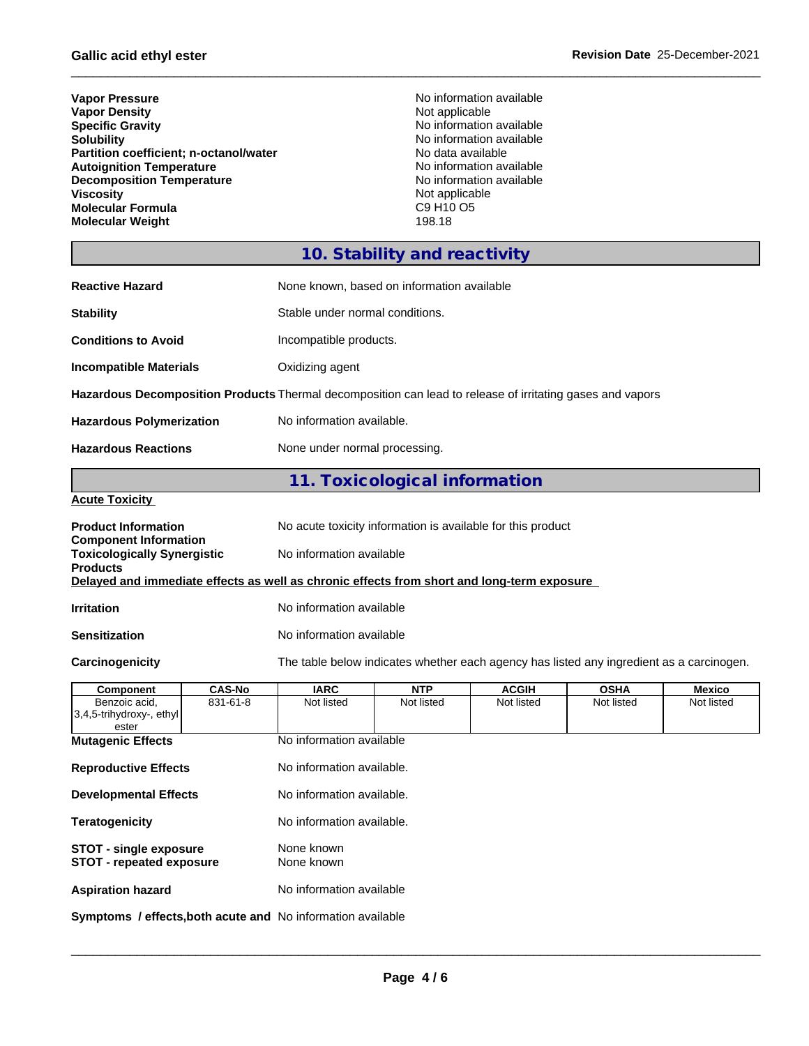| | |
|---|---|
| **Vapor Pressure** | No information available |
| **Vapor Density** | Not applicable |
| **Specific Gravity** | No information available |
| **Solubility** | No information available |
| **Partition coefficient; n-octanol/water** | No data available |
| **Autoignition Temperature** | No information available |
| **Decomposition Temperature** | No information available |
| **Viscosity** | Not applicable |
| **Molecular Formula** | C9 H10 O5 |
| **Molecular Weight** | 198.18 |

## 10. Stability and reactivity

**Reactive Hazard** None known, based on information available

**Stability** Stable under normal conditions.

**Conditions to Avoid** Incompatible products.

**Incompatible Materials** Oxidizing agent

**Hazardous Decomposition Products** Thermal decomposition can lead to release of irritating gases and vapors

**Hazardous Polymerization** No information available.

**Hazardous Reactions** None under normal processing.

## 11. Toxicological information

**Acute Toxicity**

**Product Information** No acute toxicity information is available for this product

**Component Information**

**Toxicologically Synergistic Products** No information available

**Delayed and immediate effects as well as chronic effects from short and long-term exposure**

**Irritation** No information available

**Sensitization** No information available

**Carcinogenicity** The table below indicates whether each agency has listed any ingredient as a carcinogen.

| Component | CAS-No | IARC | NTP | ACGIH | OSHA | Mexico |
|---|---|---|---|---|---|---|
| Benzoic acid, 3,4,5-trihydroxy-, ethyl ester | 831-61-8 | Not listed | Not listed | Not listed | Not listed | Not listed |

**Mutagenic Effects** No information available

**Reproductive Effects** No information available.

**Developmental Effects** No information available.

**Teratogenicity** No information available.

**STOT - single exposure** None known

**STOT - repeated exposure** None known

**Aspiration hazard** No information available

**Symptoms / effects,both acute and** No information available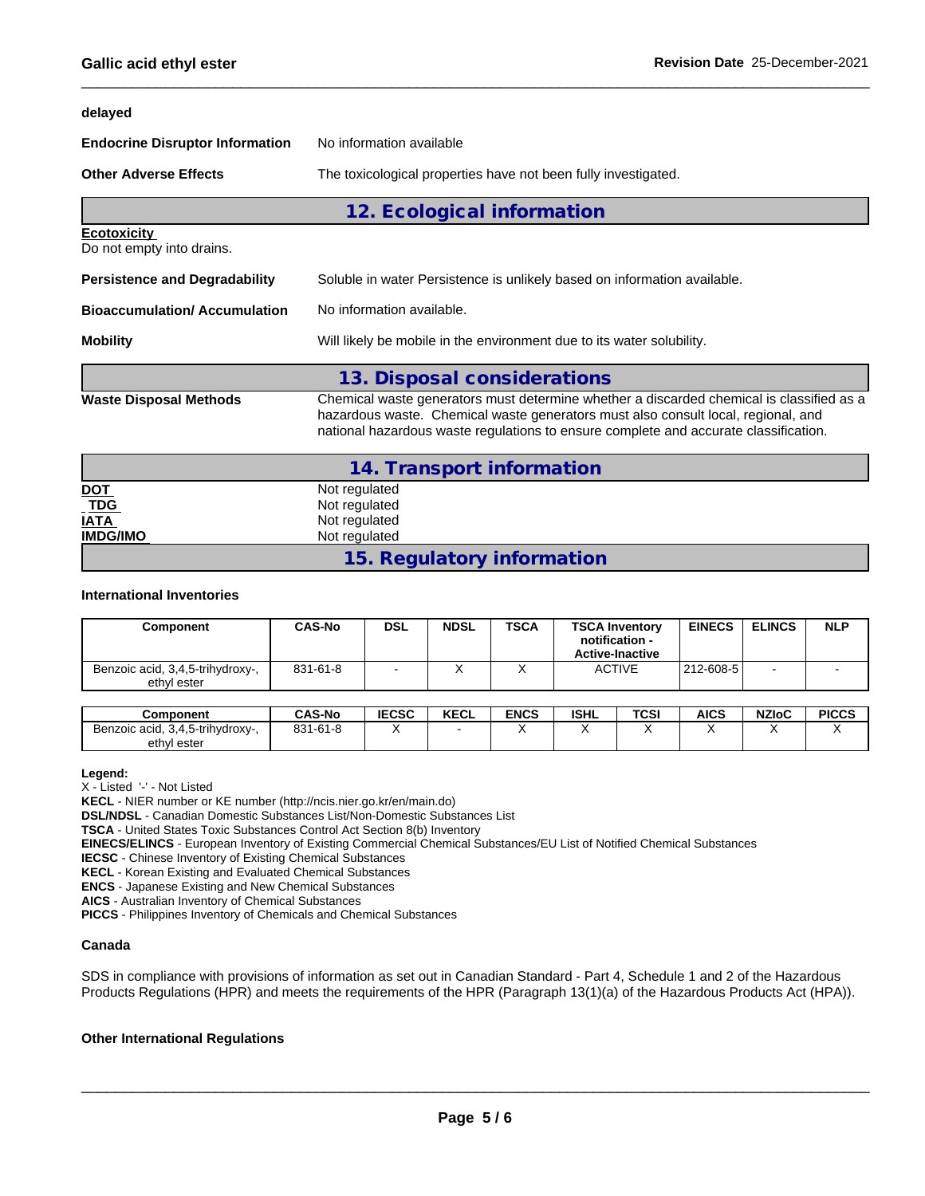delayed

**Endocrine Disruptor Information** No information available

**Other Adverse Effects** The toxicological properties have not been fully investigated.

## 12. Ecological information

**Ecotoxicity**
Do not empty into drains.

**Persistence and Degradability** Soluble in water Persistence is unlikely based on information available.

**Bioaccumulation/ Accumulation** No information available.

**Mobility** Will likely be mobile in the environment due to its water solubility.

## 13. Disposal considerations

**Waste Disposal Methods** Chemical waste generators must determine whether a discarded chemical is classified as a hazardous waste. Chemical waste generators must also consult local, regional, and national hazardous waste regulations to ensure complete and accurate classification.

## 14. Transport information

**DOT** Not regulated
**TDG** Not regulated
**IATA** Not regulated
**IMDG/IMO** Not regulated

## 15. Regulatory information

**International Inventories**

| Component | CAS-No | DSL | NDSL | TSCA | TSCA Inventory notification - Active-Inactive | EINECS | ELINCS | NLP |
|---|---|---|---|---|---|---|---|---|
| Benzoic acid, 3,4,5-trihydroxy-, ethyl ester | 831-61-8 | - | X | X | ACTIVE | 212-608-5 | - | - |

| Component | CAS-No | IECSC | KECL | ENCS | ISHL | TCSI | AICS | NZIoC | PICCS |
|---|---|---|---|---|---|---|---|---|---|
| Benzoic acid, 3,4,5-trihydroxy-, ethyl ester | 831-61-8 | X | - | X | X | X | X | X | X |

**Legend:**
X - Listed '-' - Not Listed
**KECL** - NIER number or KE number (http://ncis.nier.go.kr/en/main.do)
**DSL/NDSL** - Canadian Domestic Substances List/Non-Domestic Substances List
**TSCA** - United States Toxic Substances Control Act Section 8(b) Inventory
**EINECS/ELINCS** - European Inventory of Existing Commercial Chemical Substances/EU List of Notified Chemical Substances
**IECSC** - Chinese Inventory of Existing Chemical Substances
**KECL** - Korean Existing and Evaluated Chemical Substances
**ENCS** - Japanese Existing and New Chemical Substances
**AICS** - Australian Inventory of Chemical Substances
**PICCS** - Philippines Inventory of Chemicals and Chemical Substances

**Canada**

SDS in compliance with provisions of information as set out in Canadian Standard - Part 4, Schedule 1 and 2 of the Hazardous Products Regulations (HPR) and meets the requirements of the HPR (Paragraph 13(1)(a) of the Hazardous Products Act (HPA)).

**Other International Regulations**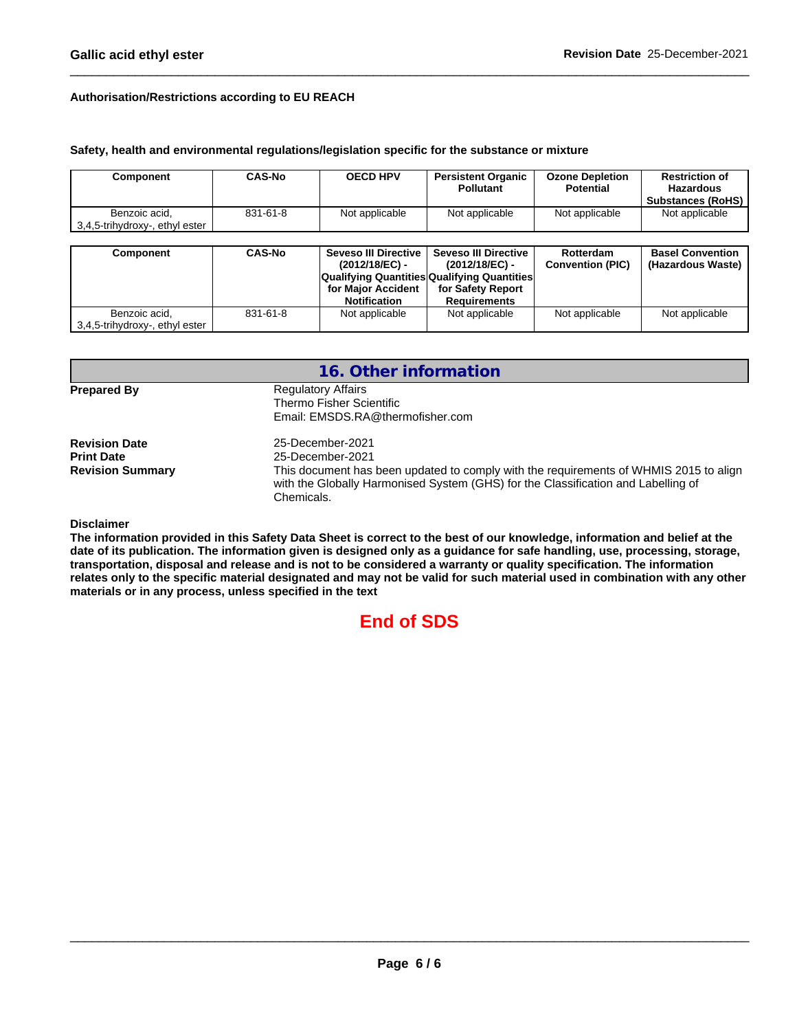**Authorisation/Restrictions according to EU REACH**

**Safety, health and environmental regulations/legislation specific for the substance or mixture**

| Component | CAS-No | OECD HPV | Persistent Organic Pollutant | Ozone Depletion Potential | Restriction of Hazardous Substances (RoHS) |
|---|---|---|---|---|---|
| Benzoic acid, 3,4,5-trihydroxy-, ethyl ester | 831-61-8 | Not applicable | Not applicable | Not applicable | Not applicable |

| Component | CAS-No | Seveso III Directive (2012/18/EC) - Qualifying Quantities for Major Accident Notification | Seveso III Directive (2012/18/EC) - Qualifying Quantities for Safety Report Requirements | Rotterdam Convention (PIC) | Basel Convention (Hazardous Waste) |
|---|---|---|---|---|---|
| Benzoic acid, 3,4,5-trihydroxy-, ethyl ester | 831-61-8 | Not applicable | Not applicable | Not applicable | Not applicable |

## 16. Other information

**Prepared By**
Regulatory Affairs
Thermo Fisher Scientific
Email: EMSDS.RA@thermofisher.com

**Revision Date** 25-December-2021
**Print Date** 25-December-2021
**Revision Summary** This document has been updated to comply with the requirements of WHMIS 2015 to align with the Globally Harmonised System (GHS) for the Classification and Labelling of Chemicals.

**Disclaimer**
**The information provided in this Safety Data Sheet is correct to the best of our knowledge, information and belief at the date of its publication. The information given is designed only as a guidance for safe handling, use, processing, storage, transportation, disposal and release and is not to be considered a warranty or quality specification. The information relates only to the specific material designated and may not be valid for such material used in combination with any other materials or in any process, unless specified in the text**

**End of SDS**